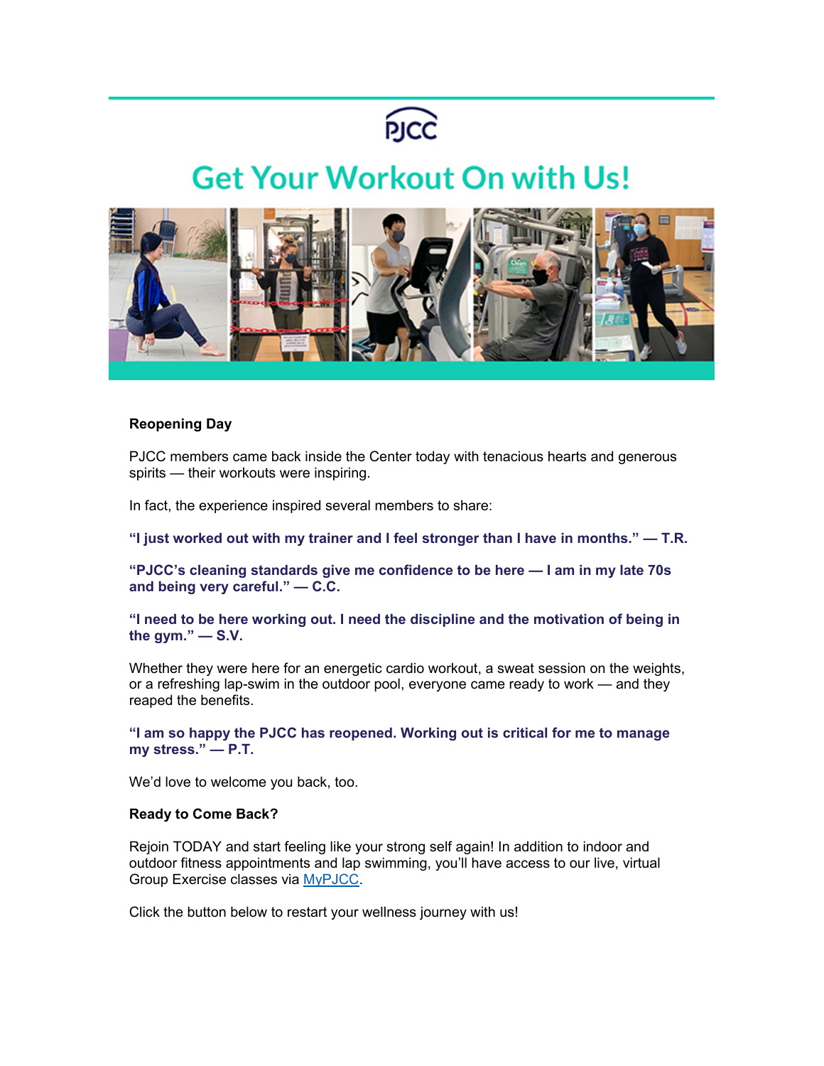PJCC

# Get Your Workout On with Us!

**Reopening Day**

PJCC members came back inside the Center today with tenacious hearts and generous spirits — their workouts were inspiring.

In fact, the experience inspired several members to share:

**"I just worked out with my trainer and I feel stronger than I have in months." — T.R.**

**"PJCC's cleaning standards give me confidence to be here — I am in my late 70s and being very careful." — C.C.**

**"I need to be here working out. I need the discipline and the motivation of being in the gym." — S.V.**

Whether they were here for an energetic cardio workout, a sweat session on the weights, or a refreshing lap-swim in the outdoor pool, everyone came ready to work — and they reaped the benefits.

**"I am so happy the PJCC has reopened. Working out is critical for me to manage my stress." — P.T.**

We'd love to welcome you back, too.

**Ready to Come Back?**

Rejoin TODAY and start feeling like your strong self again! In addition to indoor and outdoor fitness appointments and lap swimming, you'll have access to our live, virtual Group Exercise classes via MyPJCC.

Click the button below to restart your wellness journey with us!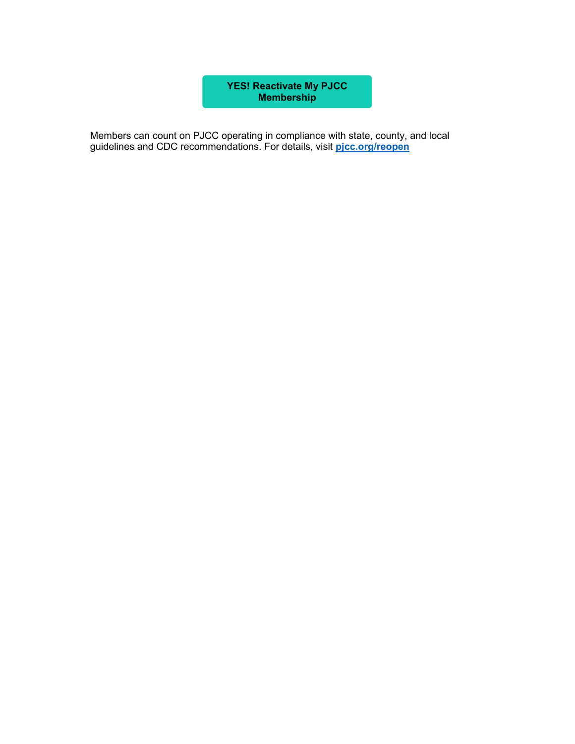**YES! Reactivate My PJCC Membership**

Members can count on PJCC operating in compliance with state, county, and local guidelines and CDC recommendations. For details, visit **pjcc.org/reopen**